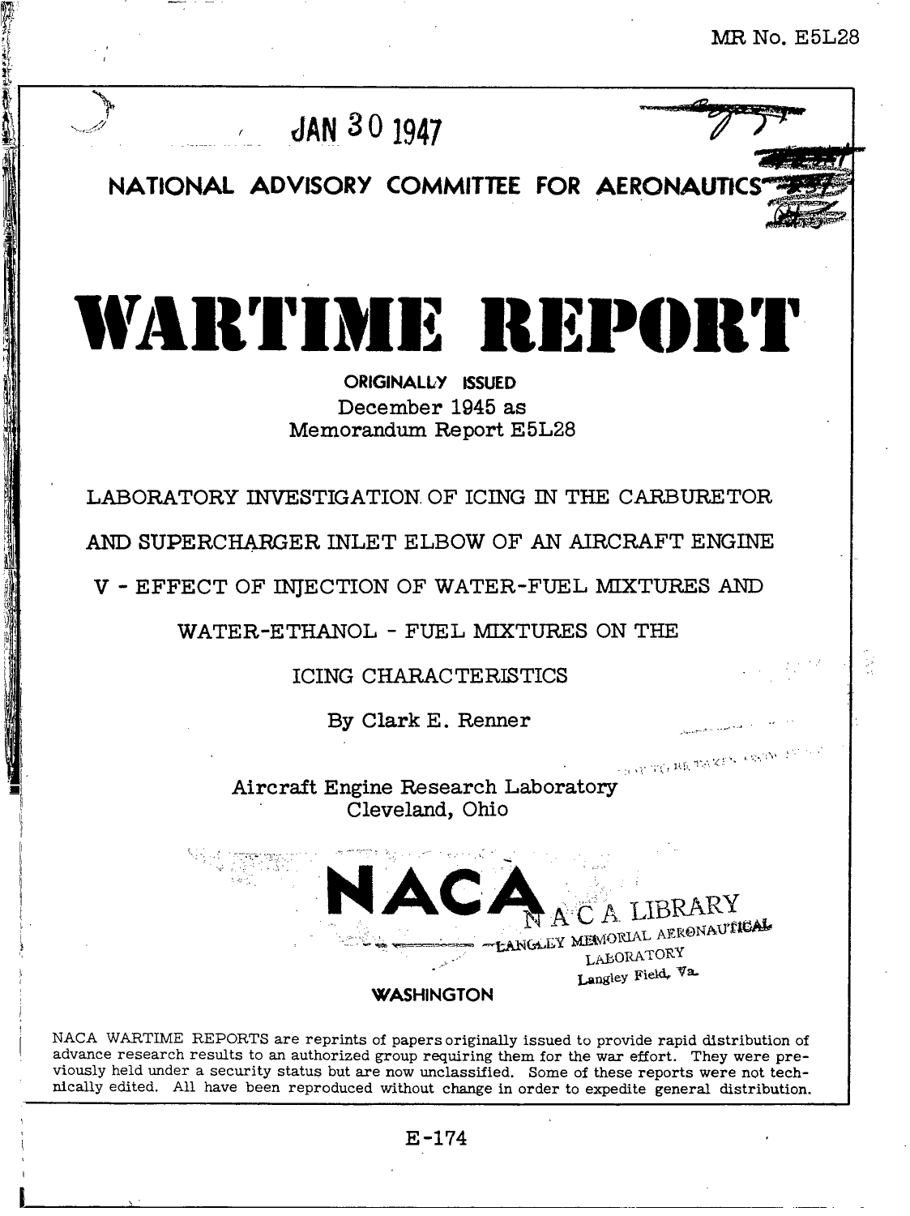MR No. E5L28

JAN 30 1947

NATIONAL ADVISORY COMMITTEE FOR AERONAUTICS

# WARTIME REPORT

ORIGINALLY ISSUED
December 1945 as
Memorandum Report E5L28

## LABORATORY INVESTIGATION OF ICING IN THE CARBURETOR AND SUPERCHARGER INLET ELBOW OF AN AIRCRAFT ENGINE

## V - EFFECT OF INJECTION OF WATER-FUEL MIXTURES AND WATER-ETHANOL - FUEL MIXTURES ON THE ICING CHARACTERISTICS

By Clark E. Renner

Aircraft Engine Research Laboratory
Cleveland, Ohio

NACA

N A C A LIBRARY
LANGLEY MEMORIAL AERONAUTICAL LABORATORY
Langley Field, Va.

WASHINGTON

NACA WARTIME REPORTS are reprints of papers originally issued to provide rapid distribution of advance research results to an authorized group requiring them for the war effort. They were previously held under a security status but are now unclassified. Some of these reports were not technically edited. All have been reproduced without change in order to expedite general distribution.

E-174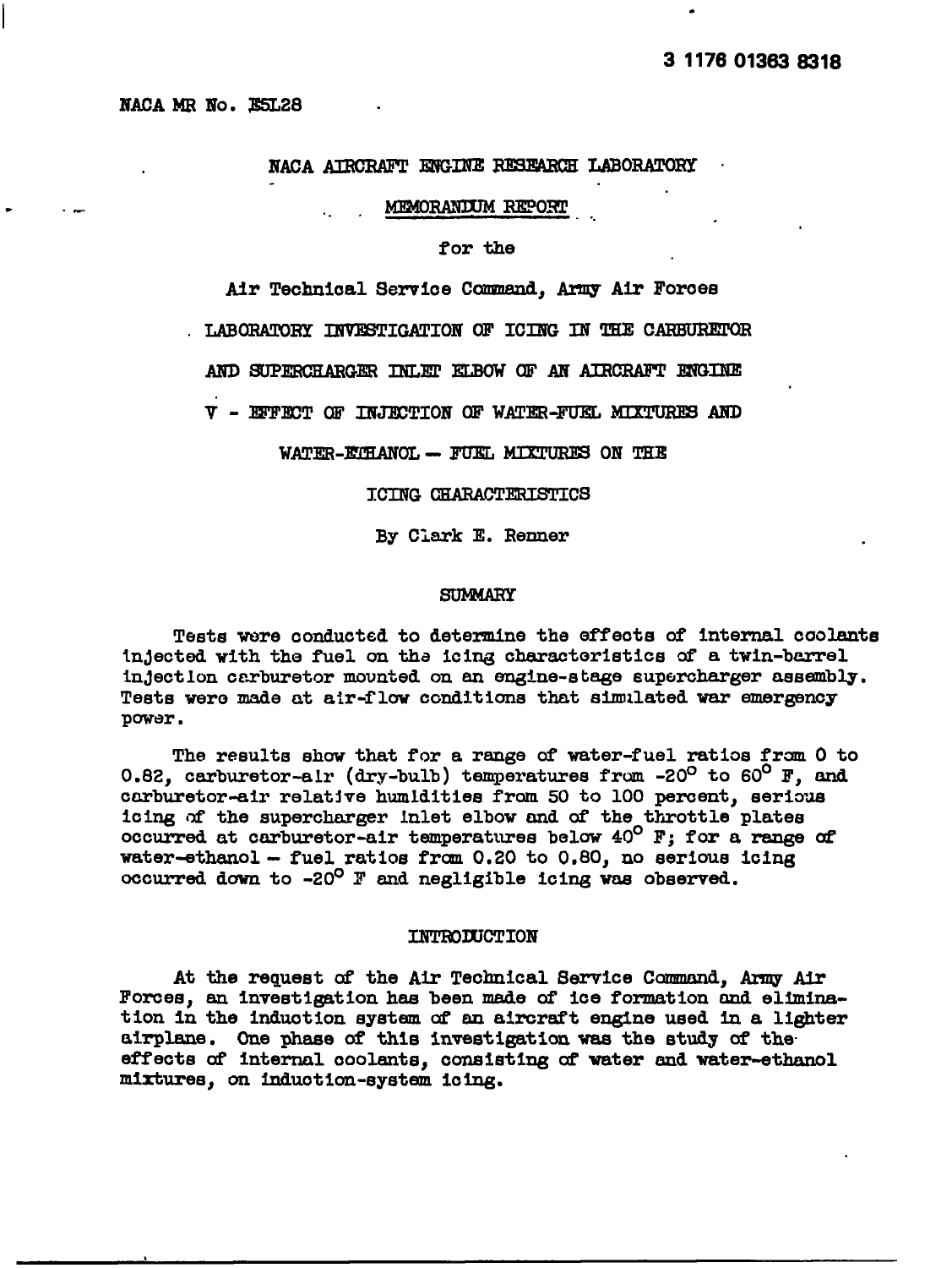3 1176 01363 8318

NACA MR No. E5L28

NACA AIRCRAFT ENGINE RESEARCH LABORATORY

MEMORANDUM REPORT

for the

Air Technical Service Command, Army Air Forces

LABORATORY INVESTIGATION OF ICING IN THE CARBURETOR

AND SUPERCHARGER INLET ELBOW OF AN AIRCRAFT ENGINE

V - EFFECT OF INJECTION OF WATER-FUEL MIXTURES AND

WATER-ETHANOL — FUEL MIXTURES ON THE

ICING CHARACTERISTICS

By Clark E. Renner

## SUMMARY

Tests were conducted to determine the effects of internal coolants injected with the fuel on the icing characteristics of a twin-barrel injection carburetor mounted on an engine-stage supercharger assembly. Tests were made at air-flow conditions that simulated war emergency power.

The results show that for a range of water-fuel ratios from 0 to 0.82, carburetor-air (dry-bulb) temperatures from -20° to 60° F, and carburetor-air relative humidities from 50 to 100 percent, serious icing of the supercharger inlet elbow and of the throttle plates occurred at carburetor-air temperatures below 40° F; for a range of water-ethanol — fuel ratios from 0.20 to 0.80, no serious icing occurred down to -20° F and negligible icing was observed.

## INTRODUCTION

At the request of the Air Technical Service Command, Army Air Forces, an investigation has been made of ice formation and elimination in the induction system of an aircraft engine used in a fighter airplane. One phase of this investigation was the study of the effects of internal coolants, consisting of water and water-ethanol mixtures, on induction-system icing.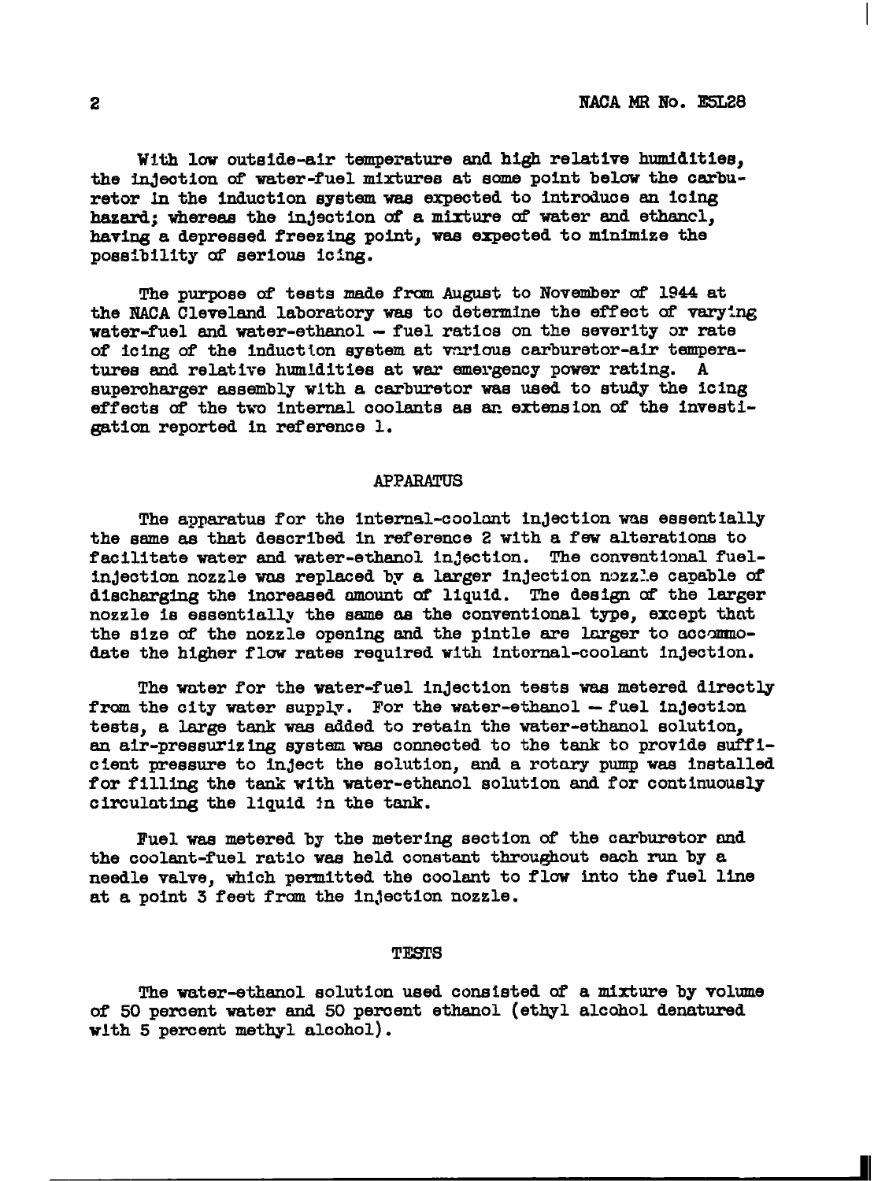With low outside-air temperature and high relative humidities, the injection of water-fuel mixtures at some point below the carburetor in the induction system was expected to introduce an icing hazard; whereas the injection of a mixture of water and ethanol, having a depressed freezing point, was expected to minimize the possibility of serious icing.

The purpose of tests made from August to November of 1944 at the NACA Cleveland laboratory was to determine the effect of varying water-fuel and water-ethanol – fuel ratios on the severity or rate of icing of the induction system at various carburetor-air temperatures and relative humidities at war emergency power rating. A supercharger assembly with a carburetor was used to study the icing effects of the two internal coolants as an extension of the investigation reported in reference 1.

## APPARATUS

The apparatus for the internal-coolant injection was essentially the same as that described in reference 2 with a few alterations to facilitate water and water-ethanol injection. The conventional fuel-injection nozzle was replaced by a larger injection nozzle capable of discharging the increased amount of liquid. The design of the larger nozzle is essentially the same as the conventional type, except that the size of the nozzle opening and the pintle are larger to accommodate the higher flow rates required with internal-coolant injection.

The water for the water-fuel injection tests was metered directly from the city water supply. For the water-ethanol – fuel injection tests, a large tank was added to retain the water-ethanol solution, an air-pressurizing system was connected to the tank to provide sufficient pressure to inject the solution, and a rotary pump was installed for filling the tank with water-ethanol solution and for continuously circulating the liquid in the tank.

Fuel was metered by the metering section of the carburetor and the coolant-fuel ratio was held constant throughout each run by a needle valve, which permitted the coolant to flow into the fuel line at a point 3 feet from the injection nozzle.

## TESTS

The water-ethanol solution used consisted of a mixture by volume of 50 percent water and 50 percent ethanol (ethyl alcohol denatured with 5 percent methyl alcohol).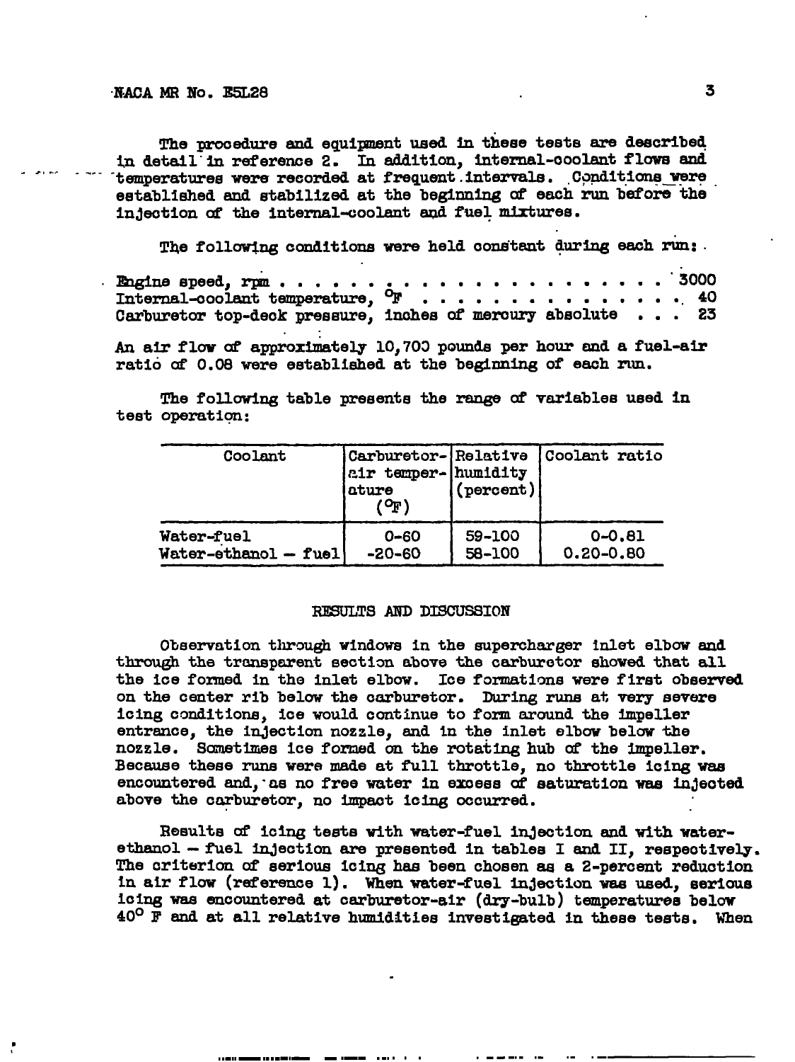The procedure and equipment used in these tests are described in detail in reference 2. In addition, internal-coolant flows and temperatures were recorded at frequent intervals. Conditions were established and stabilized at the beginning of each run before the injection of the internal-coolant and fuel mixtures.

The following conditions were held constant during each run:

Engine speed, rpm . . . . . . . . . . . . . . . . . . . . . . . 3000
Internal-coolant temperature, °F . . . . . . . . . . . . . . . . 40
Carburetor top-deck pressure, inches of mercury absolute . . . 23

An air flow of approximately 10,700 pounds per hour and a fuel-air ratio of 0.08 were established at the beginning of each run.

The following table presents the range of variables used in test operation:

| Coolant | Carburetor-air temperature (°F) | Relative humidity (percent) | Coolant ratio |
|---|---|---|---|
| Water-fuel | 0-60 | 59-100 | 0-0.81 |
| Water-ethanol – fuel | -20-60 | 58-100 | 0.20-0.80 |

## RESULTS AND DISCUSSION

Observation through windows in the supercharger inlet elbow and through the transparent section above the carburetor showed that all the ice formed in the inlet elbow. Ice formations were first observed on the center rib below the carburetor. During runs at very severe icing conditions, ice would continue to form around the impeller entrance, the injection nozzle, and in the inlet elbow below the nozzle. Sometimes ice formed on the rotating hub of the impeller. Because these runs were made at full throttle, no throttle icing was encountered and, as no free water in excess of saturation was injected above the carburetor, no impact icing occurred.

Results of icing tests with water-fuel injection and with water-ethanol – fuel injection are presented in tables I and II, respectively. The criterion of serious icing has been chosen as a 2-percent reduction in air flow (reference 1). When water-fuel injection was used, serious icing was encountered at carburetor-air (dry-bulb) temperatures below 40° F and at all relative humidities investigated in these tests. When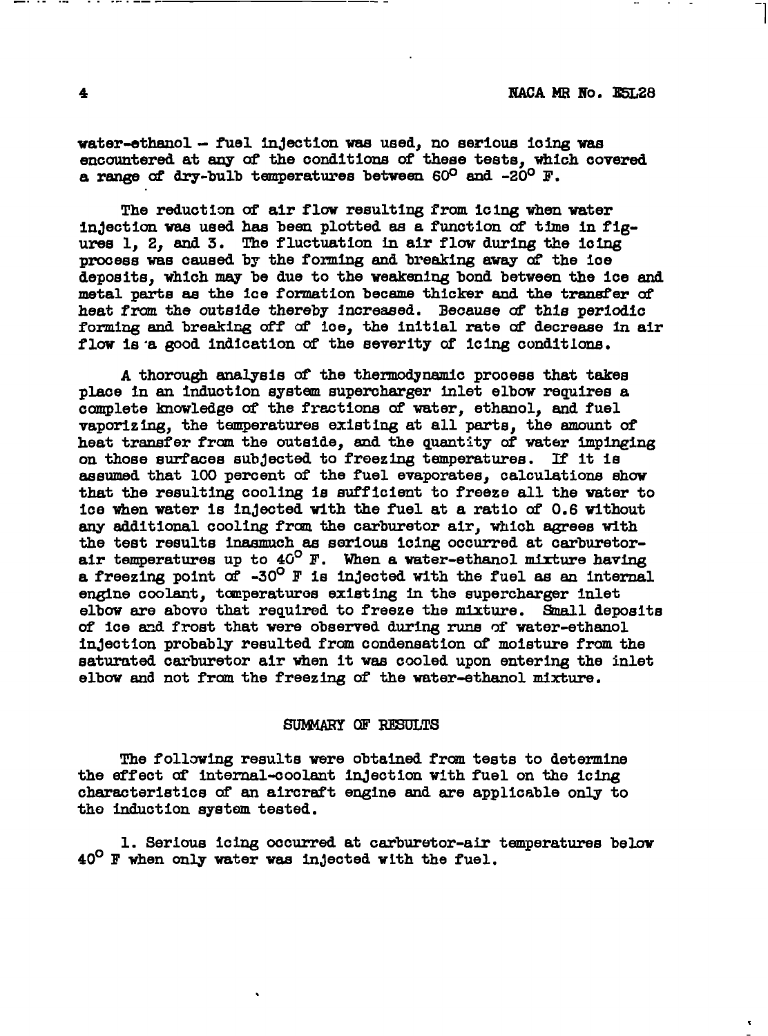water-ethanol - fuel injection was used, no serious icing was encountered at any of the conditions of these tests, which covered a range of dry-bulb temperatures between 60° and -20° F.

The reduction of air flow resulting from icing when water injection was used has been plotted as a function of time in figures 1, 2, and 3. The fluctuation in air flow during the icing process was caused by the forming and breaking away of the ice deposits, which may be due to the weakening bond between the ice and metal parts as the ice formation became thicker and the transfer of heat from the outside thereby increased. Because of this periodic forming and breaking off of ice, the initial rate of decrease in air flow is a good indication of the severity of icing conditions.

A thorough analysis of the thermodynamic process that takes place in an induction system supercharger inlet elbow requires a complete knowledge of the fractions of water, ethanol, and fuel vaporizing, the temperatures existing at all parts, the amount of heat transfer from the outside, and the quantity of water impinging on those surfaces subjected to freezing temperatures. If it is assumed that 100 percent of the fuel evaporates, calculations show that the resulting cooling is sufficient to freeze all the water to ice when water is injected with the fuel at a ratio of 0.6 without any additional cooling from the carburetor air, which agrees with the test results inasmuch as serious icing occurred at carburetor-air temperatures up to 40° F. When a water-ethanol mixture having a freezing point of -30° F is injected with the fuel as an internal engine coolant, temperatures existing in the supercharger inlet elbow are above that required to freeze the mixture. Small deposits of ice and frost that were observed during runs of water-ethanol injection probably resulted from condensation of moisture from the saturated carburetor air when it was cooled upon entering the inlet elbow and not from the freezing of the water-ethanol mixture.

## SUMMARY OF RESULTS

The following results were obtained from tests to determine the effect of internal-coolant injection with fuel on the icing characteristics of an aircraft engine and are applicable only to the induction system tested.

1. Serious icing occurred at carburetor-air temperatures below 40° F when only water was injected with the fuel.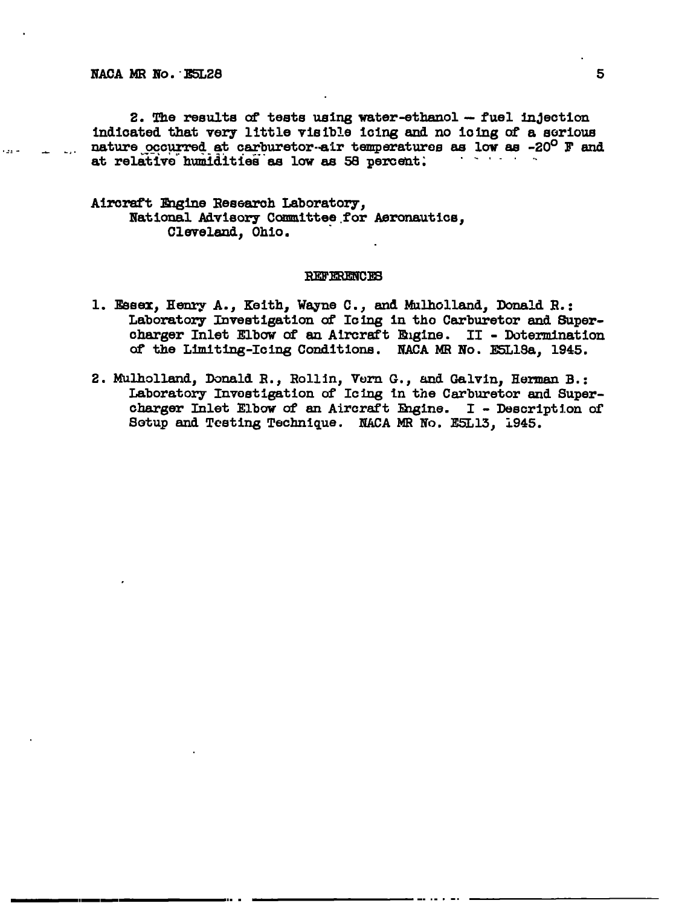2. The results of tests using water-ethanol – fuel injection indicated that very little visible icing and no icing of a serious nature occurred at carburetor-air temperatures as low as -20° F and at relative humidities as low as 58 percent.

Aircraft Engine Research Laboratory,
National Advisory Committee for Aeronautics,
Cleveland, Ohio.

## REFERENCES

1. Essex, Henry A., Keith, Wayne C., and Mulholland, Donald R.: Laboratory Investigation of Icing in the Carburetor and Supercharger Inlet Elbow of an Aircraft Engine. II - Determination of the Limiting-Icing Conditions. NACA MR No. E5L18a, 1945.

2. Mulholland, Donald R., Rollin, Vern G., and Galvin, Herman B.: Laboratory Investigation of Icing in the Carburetor and Supercharger Inlet Elbow of an Aircraft Engine. I - Description of Setup and Testing Technique. NACA MR No. E5L13, 1945.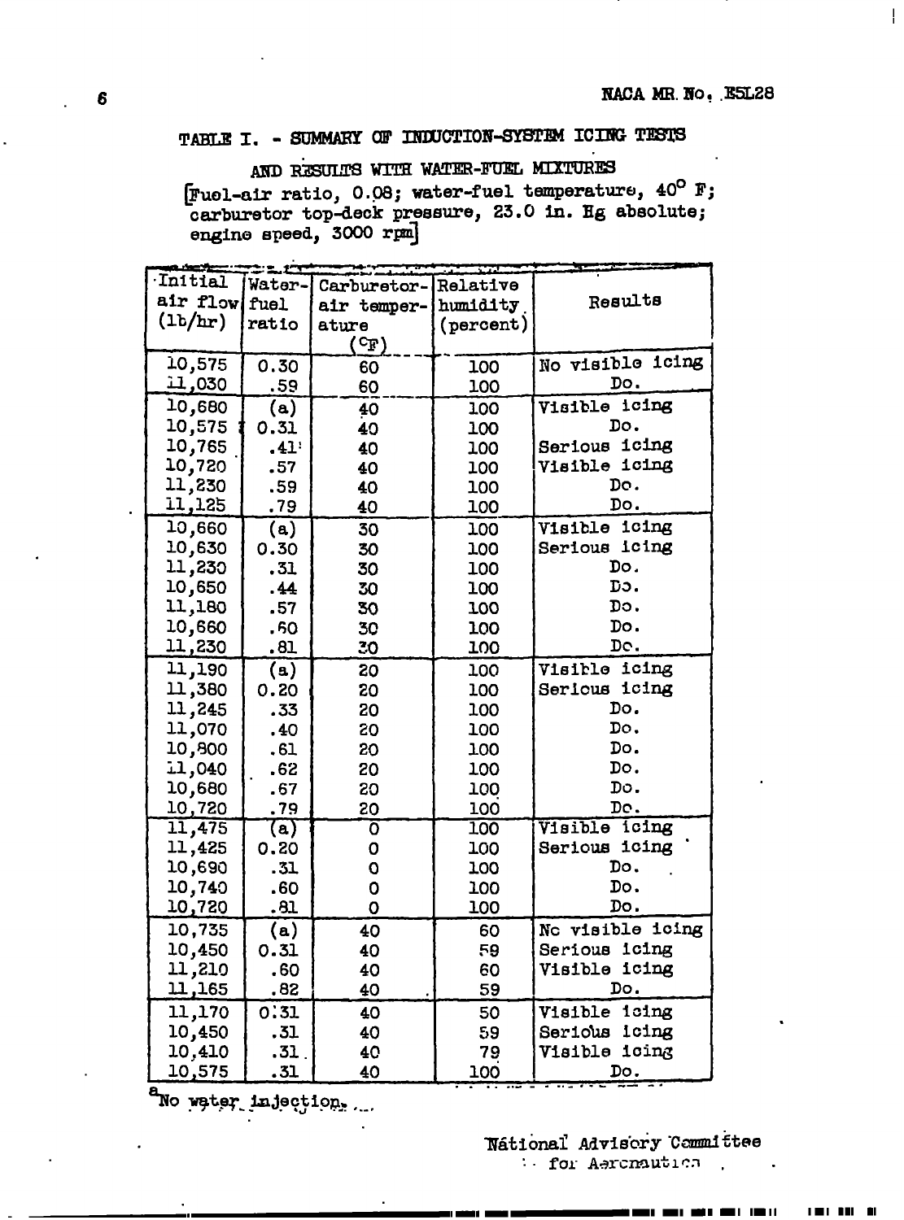TABLE I. - SUMMARY OF INDUCTION-SYSTEM ICING TESTS

AND RESULTS WITH WATER-FUEL MIXTURES

[Fuel-air ratio, 0.08; water-fuel temperature, 40° F; carburetor top-deck pressure, 23.0 in. Hg absolute; engine speed, 3000 rpm]

| Initial air flow (lb/hr) | Water-fuel ratio | Carburetor-air temperature (°F) | Relative humidity (percent) | Results |
|---|---|---|---|---|
| 10,575 | 0.30 | 60 | 100 | No visible icing |
| 11,030 | .59 | 60 | 100 | Do. |
| 10,680 | (a) | 40 | 100 | Visible icing |
| 10,575 | 0.31 | 40 | 100 | Do. |
| 10,765 | .41 | 40 | 100 | Serious icing |
| 10,720 | .57 | 40 | 100 | Visible icing |
| 11,230 | .59 | 40 | 100 | Do. |
| 11,125 | .79 | 40 | 100 | Do. |
| 10,660 | (a) | 30 | 100 | Visible icing |
| 10,630 | 0.30 | 30 | 100 | Serious icing |
| 11,230 | .31 | 30 | 100 | Do. |
| 10,650 | .44 | 30 | 100 | Do. |
| 11,180 | .57 | 30 | 100 | Do. |
| 10,660 | .60 | 30 | 100 | Do. |
| 11,230 | .81 | 30 | 100 | Do. |
| 11,190 | (a) | 20 | 100 | Visible icing |
| 11,380 | 0.20 | 20 | 100 | Serious icing |
| 11,245 | .33 | 20 | 100 | Do. |
| 11,070 | .40 | 20 | 100 | Do. |
| 10,800 | .61 | 20 | 100 | Do. |
| 11,040 | .62 | 20 | 100 | Do. |
| 10,680 | .67 | 20 | 100 | Do. |
| 10,720 | .79 | 20 | 100 | Do. |
| 11,475 | (a) | 0 | 100 | Visible icing |
| 11,425 | 0.20 | 0 | 100 | Serious icing |
| 10,690 | .31 | 0 | 100 | Do. |
| 10,740 | .60 | 0 | 100 | Do. |
| 10,720 | .81 | 0 | 100 | Do. |
| 10,735 | (a) | 40 | 60 | No visible icing |
| 10,450 | 0.31 | 40 | 59 | Serious icing |
| 11,210 | .60 | 40 | 60 | Visible icing |
| 11,165 | .82 | 40 | 59 | Do. |
| 11,170 | 0.31 | 40 | 50 | Visible icing |
| 10,450 | .31 | 40 | 59 | Serious icing |
| 10,410 | .31 | 40 | 79 | Visible icing |
| 10,575 | .31 | 40 | 100 | Do. |

[a]No water injection.

National Advisory Committee for Aeronautics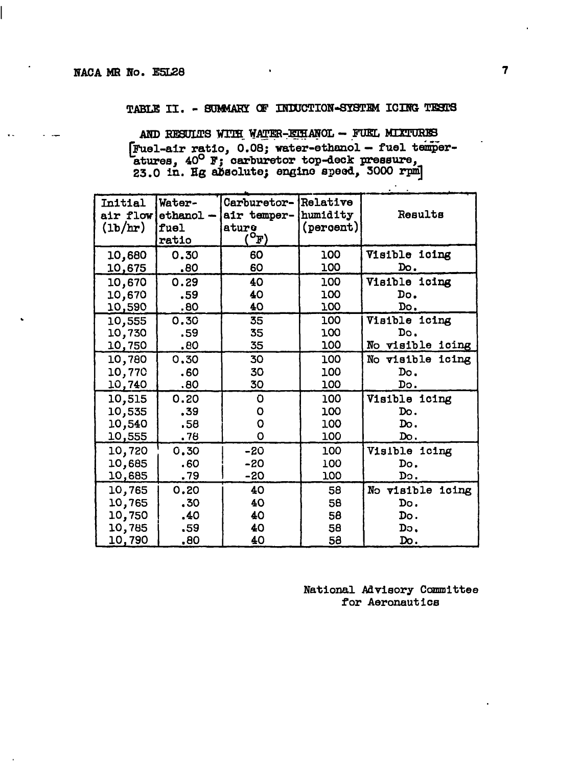TABLE II. - SUMMARY OF INDUCTION-SYSTEM ICING TESTS

AND RESULTS WITH WATER-ETHANOL - FUEL MIXTURES

[Fuel-air ratio, 0.08; water-ethanol - fuel temperatures, 40° F; carburetor top-deck pressure, 23.0 in. Hg absolute; engine speed, 3000 rpm]

| Initial air flow (lb/hr) | Water-ethanol - fuel ratio | Carburetor-air temperature (°F) | Relative humidity (percent) | Results |
|---|---|---|---|---|
| 10,680 | 0.30 | 60 | 100 | Visible icing |
| 10,675 | .80 | 60 | 100 | Do. |
| 10,670 | 0.29 | 40 | 100 | Visible icing |
| 10,670 | .59 | 40 | 100 | Do. |
| 10,590 | .80 | 40 | 100 | Do. |
| 10,555 | 0.30 | 35 | 100 | Visible icing |
| 10,730 | .59 | 35 | 100 | Do. |
| 10,750 | .80 | 35 | 100 | No visible icing |
| 10,780 | 0.30 | 30 | 100 | No visible icing |
| 10,770 | .60 | 30 | 100 | Do. |
| 10,740 | .80 | 30 | 100 | Do. |
| 10,515 | 0.20 | 0 | 100 | Visible icing |
| 10,535 | .39 | 0 | 100 | Do. |
| 10,540 | .58 | 0 | 100 | Do. |
| 10,555 | .78 | 0 | 100 | Do. |
| 10,720 | 0.30 | -20 | 100 | Visible icing |
| 10,685 | .60 | -20 | 100 | Do. |
| 10,685 | .79 | -20 | 100 | Do. |
| 10,765 | 0.20 | 40 | 58 | No visible icing |
| 10,765 | .30 | 40 | 58 | Do. |
| 10,750 | .40 | 40 | 58 | Do. |
| 10,785 | .59 | 40 | 58 | Do. |
| 10,790 | .80 | 40 | 58 | Do. |

National Advisory Committee for Aeronautics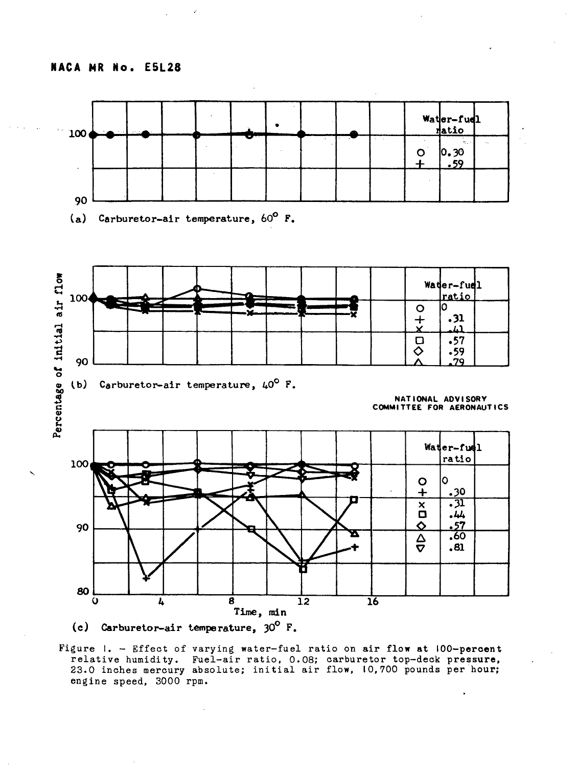(a) Carburetor-air temperature, 60° F.

(b) Carburetor-air temperature, 40° F.

(c) Carburetor-air temperature, 30° F.

Figure 1. - Effect of varying water-fuel ratio on air flow at 100-percent relative humidity. Fuel-air ratio, 0.08; carburetor top-deck pressure, 23.0 inches mercury absolute; initial air flow, 10,700 pounds per hour; engine speed, 3000 rpm.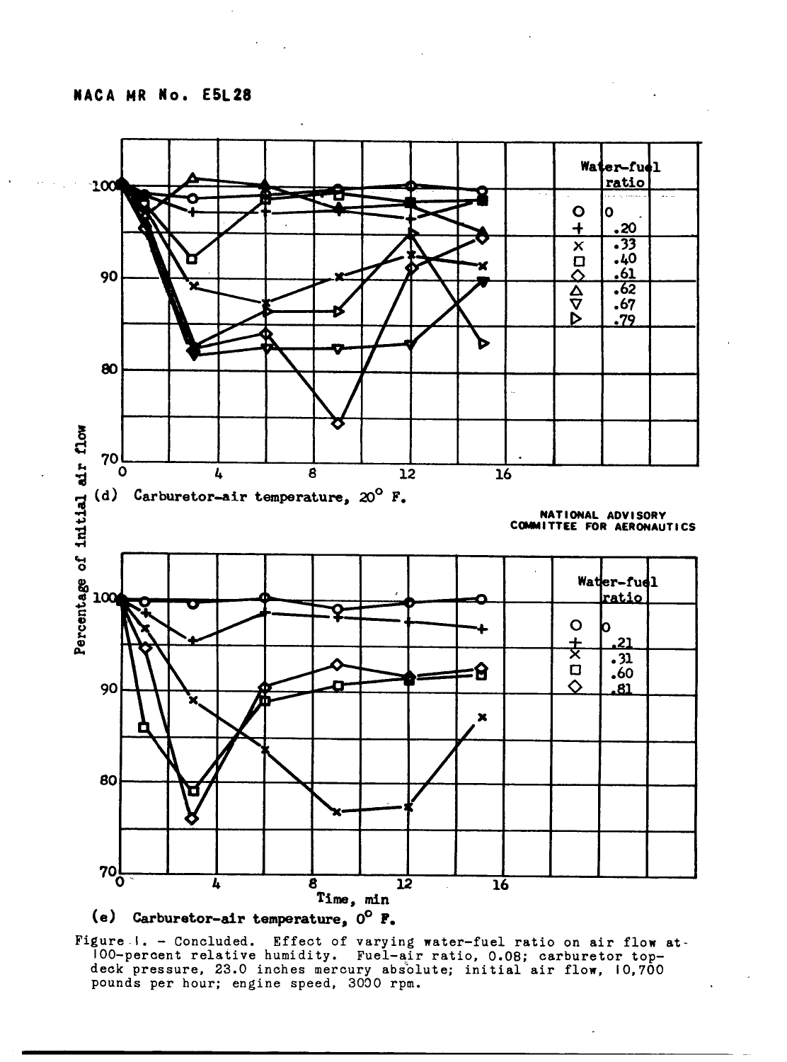(d) Carburetor-air temperature, 20° F.

(e) Carburetor-air temperature, 0° F.

Figure 1. - Concluded. Effect of varying water-fuel ratio on air flow at 100-percent relative humidity. Fuel-air ratio, 0.08; carburetor top-deck pressure, 23.0 inches mercury absolute; initial air flow, 10,700 pounds per hour; engine speed, 3000 rpm.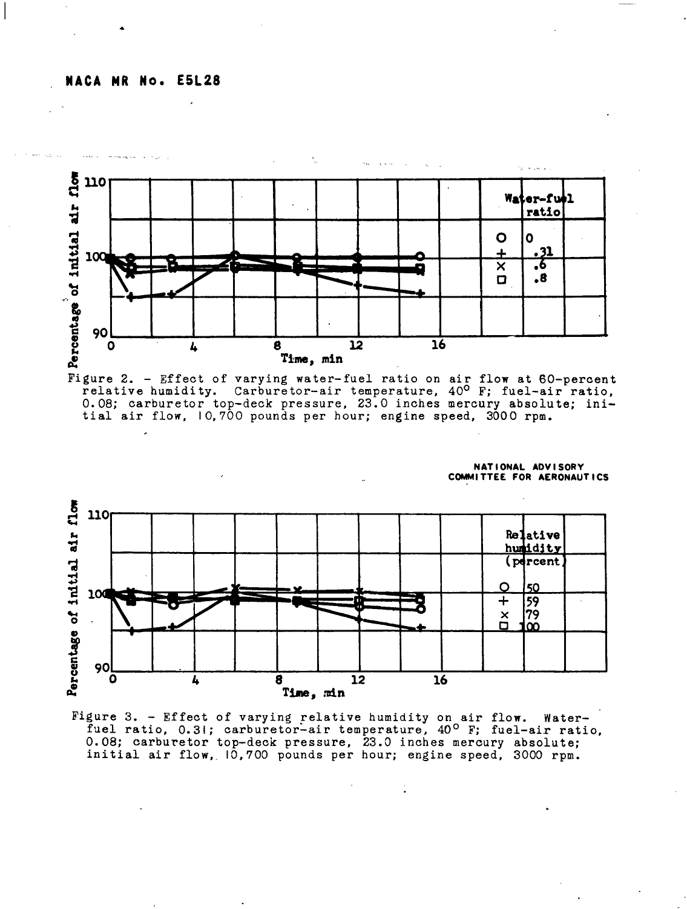Figure 2. - Effect of varying water-fuel ratio on air flow at 60-percent relative humidity. Carburetor-air temperature, 40° F; fuel-air ratio, 0.08; carburetor top-deck pressure, 23.0 inches mercury absolute; initial air flow, 10,700 pounds per hour; engine speed, 3000 rpm.

Figure 3. - Effect of varying relative humidity on air flow. Water-fuel ratio, 0.31; carburetor-air temperature, 40° F; fuel-air ratio, 0.08; carburetor top-deck pressure, 23.0 inches mercury absolute; initial air flow, 10,700 pounds per hour; engine speed, 3000 rpm.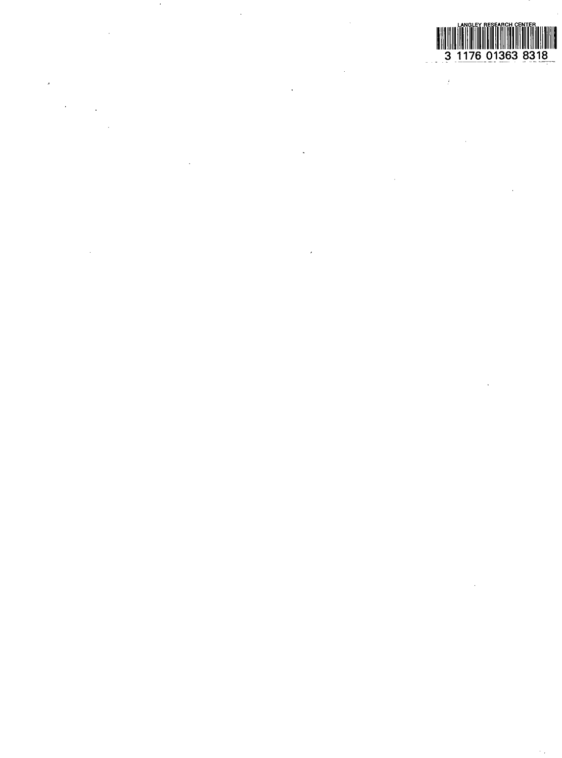LANGLEY RESEARCH CENTER

3 1176 01363 8318